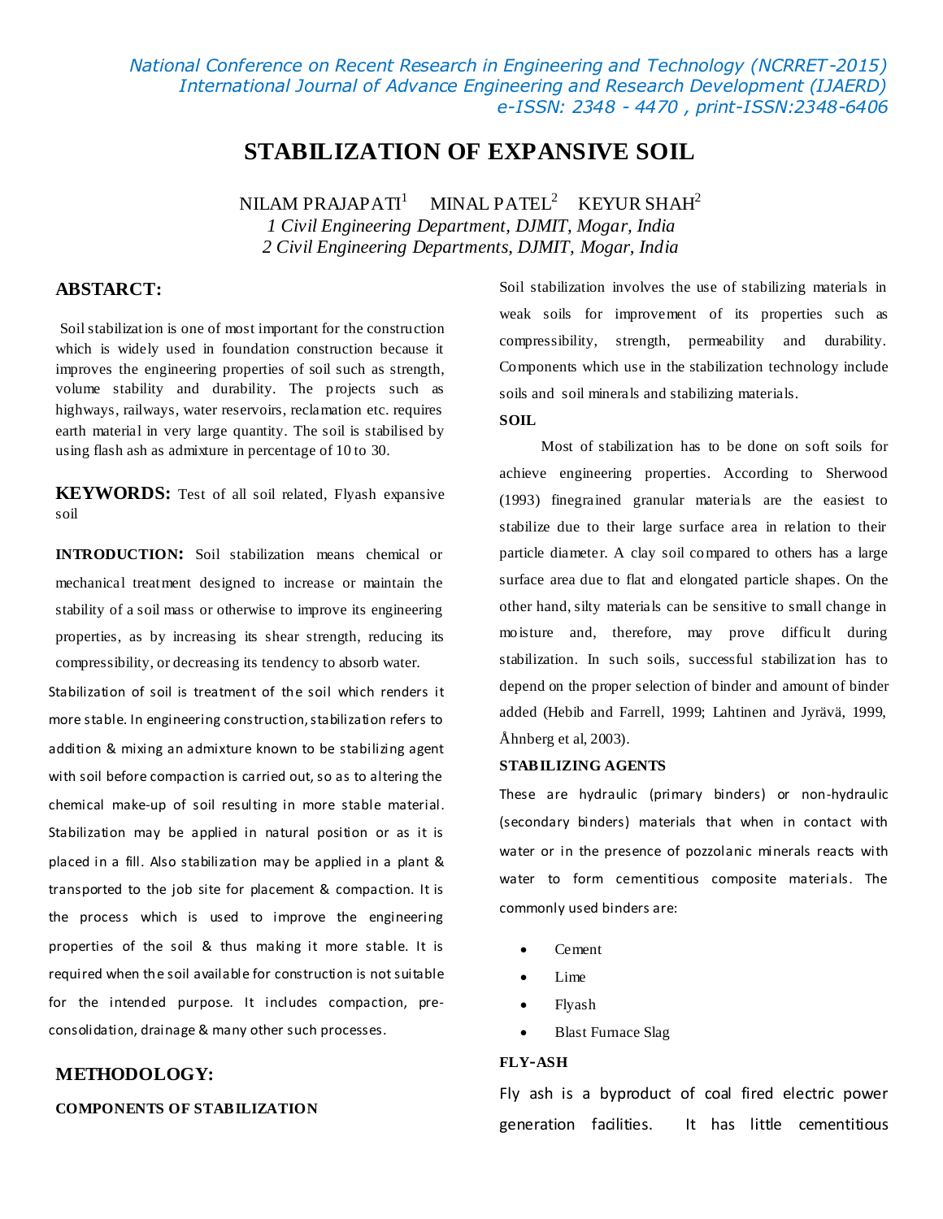# STABILIZATION OF EXPANSIVE SOIL

NILAM PRAJAPATI[1] MINAL PATEL[2] KEYUR SHAH[2]

*1 Civil Engineering Department, DJMIT, Mogar, India*
*2 Civil Engineering Departments, DJMIT, Mogar, India*

## ABSTARCT:

Soil stabilization is one of most important for the construction which is widely used in foundation construction because it improves the engineering properties of soil such as strength, volume stability and durability. The projects such as highways, railways, water reservoirs, reclamation etc. requires earth material in very large quantity. The soil is stabilised by using flash ash as admixture in percentage of 10 to 30.

**KEYWORDS:** Test of all soil related, Flyash expansive soil

**INTRODUCTION:** Soil stabilization means chemical or mechanical treatment designed to increase or maintain the stability of a soil mass or otherwise to improve its engineering properties, as by increasing its shear strength, reducing its compressibility, or decreasing its tendency to absorb water.

Stabilization of soil is treatment of the soil which renders it more stable. In engineering construction, stabilization refers to addition & mixing an admixture known to be stabilizing agent with soil before compaction is carried out, so as to altering the chemical make-up of soil resulting in more stable material. Stabilization may be applied in natural position or as it is placed in a fill. Also stabilization may be applied in a plant & transported to the job site for placement & compaction. It is the process which is used to improve the engineering properties of the soil & thus making it more stable. It is required when the soil available for construction is not suitable for the intended purpose. It includes compaction, pre-consolidation, drainage & many other such processes.

## METHODOLOGY:

### COMPONENTS OF STABILIZATION

Soil stabilization involves the use of stabilizing materials in weak soils for improvement of its properties such as compressibility, strength, permeability and durability. Components which use in the stabilization technology include soils and soil minerals and stabilizing materials.

### SOIL

Most of stabilization has to be done on soft soils for achieve engineering properties. According to Sherwood (1993) finegrained granular materials are the easiest to stabilize due to their large surface area in relation to their particle diameter. A clay soil compared to others has a large surface area due to flat and elongated particle shapes. On the other hand, silty materials can be sensitive to small change in moisture and, therefore, may prove difficult during stabilization. In such soils, successful stabilization has to depend on the proper selection of binder and amount of binder added (Hebib and Farrell, 1999; Lahtinen and Jyrävä, 1999, Åhnberg et al, 2003).

### STABILIZING AGENTS

These are hydraulic (primary binders) or non-hydraulic (secondary binders) materials that when in contact with water or in the presence of pozzolanic minerals reacts with water to form cementitious composite materials. The commonly used binders are:

- Cement
- Lime
- Flyash
- Blast Furnace Slag

### FLY-ASH

Fly ash is a byproduct of coal fired electric power generation facilities. It has little cementitious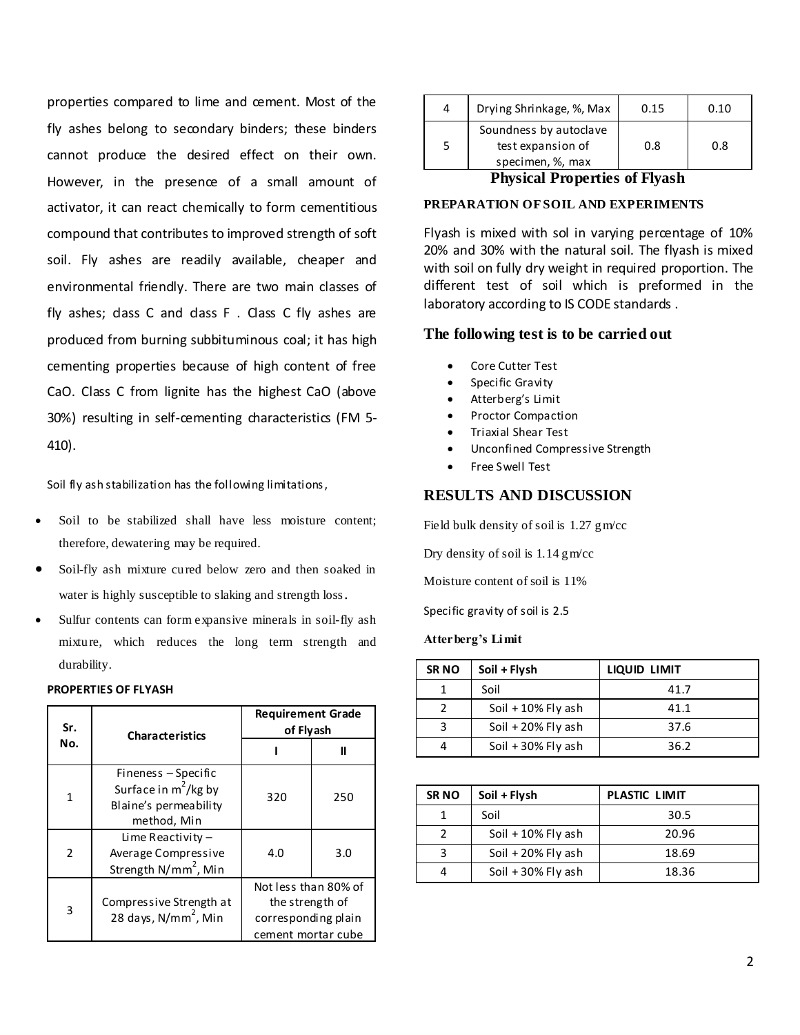properties compared to lime and cement. Most of the fly ashes belong to secondary binders; these binders cannot produce the desired effect on their own. However, in the presence of a small amount of activator, it can react chemically to form cementitious compound that contributes to improved strength of soft soil. Fly ashes are readily available, cheaper and environmental friendly. There are two main classes of fly ashes; class C and class F . Class C fly ashes are produced from burning subbituminous coal; it has high cementing properties because of high content of free CaO. Class C from lignite has the highest CaO (above 30%) resulting in self-cementing characteristics (FM 5-410).

Soil fly ash stabilization has the following limitations,

- Soil to be stabilized shall have less moisture content; therefore, dewatering may be required.
- Soil-fly ash mixture cured below zero and then soaked in water is highly susceptible to slaking and strength loss.
- Sulfur contents can form expansive minerals in soil-fly ash mixture, which reduces the long term strength and durability.

**PROPERTIES OF FLYASH**

| Sr. No. | Characteristics | Requirement Grade of Flyash | |
|---|---|---|---|
| | | I | II |
| 1 | Fineness – Specific Surface in $m^2/kg$ by Blaine's permeability method, Min | 320 | 250 |
| 2 | Lime Reactivity – Average Compressive Strength $N/mm^2$, Min | 4.0 | 3.0 |
| 3 | Compressive Strength at 28 days, $N/mm^2$, Min | Not less than 80% of the strength of corresponding plain cement mortar cube | |
| 4 | Drying Shrinkage, %, Max | 0.15 | 0.10 |
| 5 | Soundness by autoclave test expansion of specimen, %, max | 0.8 | 0.8 |

**Physical Properties of Flyash**

## PREPARATION OF SOIL AND EXPERIMENTS

Flyash is mixed with sol in varying percentage of 10% 20% and 30% with the natural soil. The flyash is mixed with soil on fully dry weight in required proportion. The different test of soil which is preformed in the laboratory according to IS CODE standards .

### The following test is to be carried out

- Core Cutter Test
- Specific Gravity
- Atterberg's Limit
- Proctor Compaction
- Triaxial Shear Test
- Unconfined Compressive Strength
- Free Swell Test

## RESULTS AND DISCUSSION

Field bulk density of soil is 1.27 gm/cc

Dry density of soil is 1.14 gm/cc

Moisture content of soil is 11%

Specific gravity of soil is 2.5

**Atterberg's Limit**

| SR NO | Soil + Flysh | LIQUID LIMIT |
|---|---|---|
| 1 | Soil | 41.7 |
| 2 | Soil + 10% Fly ash | 41.1 |
| 3 | Soil + 20% Fly ash | 37.6 |
| 4 | Soil + 30% Fly ash | 36.2 |

| SR NO | Soil + Flysh | PLASTIC LIMIT |
|---|---|---|
| 1 | Soil | 30.5 |
| 2 | Soil + 10% Fly ash | 20.96 |
| 3 | Soil + 20% Fly ash | 18.69 |
| 4 | Soil + 30% Fly ash | 18.36 |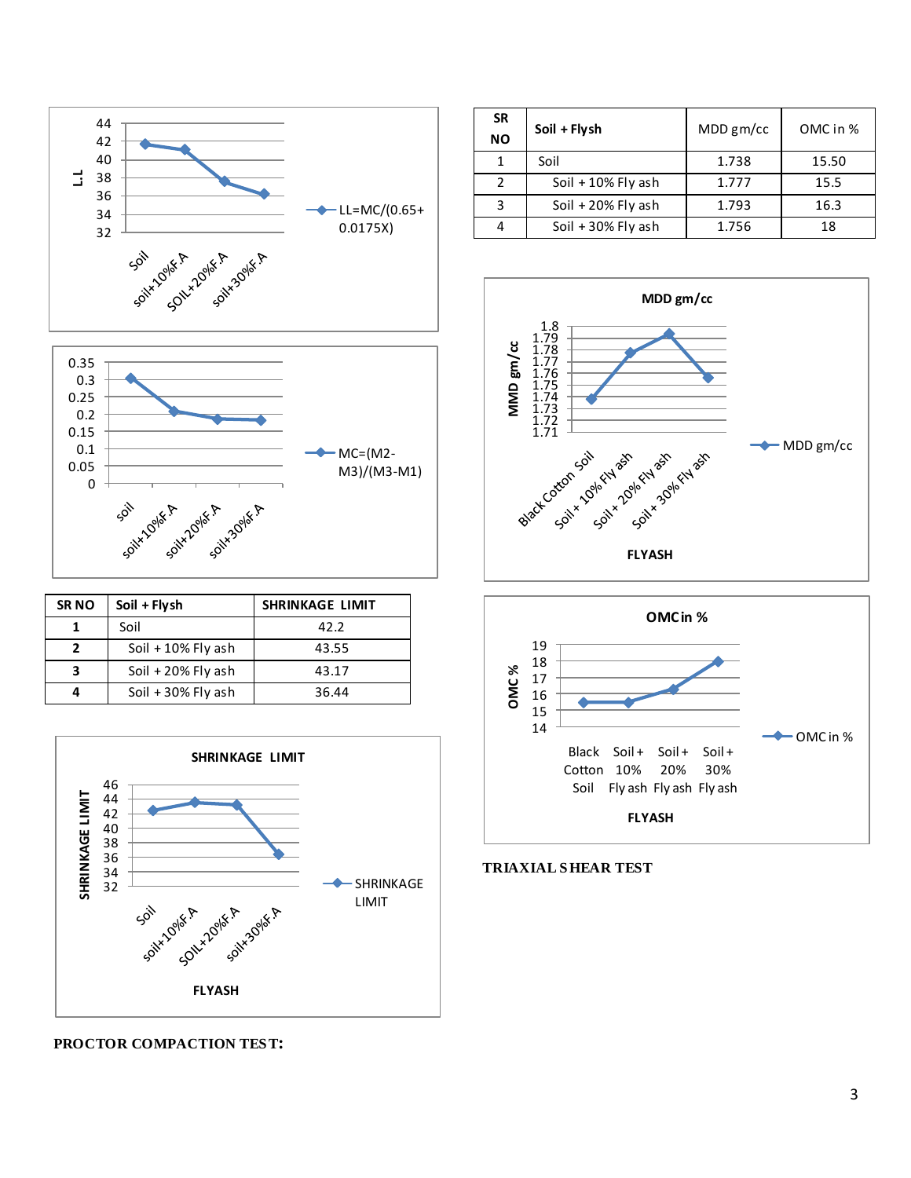| SR NO | Soil + Flysh | SHRINKAGE LIMIT |
|---|---|---|
| 1 | Soil | 42.2 |
| 2 | Soil + 10% Fly ash | 43.55 |
| 3 | Soil + 20% Fly ash | 43.17 |
| 4 | Soil + 30% Fly ash | 36.44 |

**PROCTOR COMPACTION TEST:**

| SR NO | Soil + Flysh | MDD gm/cc | OMC in % |
|---|---|---|---|
| 1 | Soil | 1.738 | 15.50 |
| 2 | Soil + 10% Fly ash | 1.777 | 15.5 |
| 3 | Soil + 20% Fly ash | 1.793 | 16.3 |
| 4 | Soil + 30% Fly ash | 1.756 | 18 |

**TRIAXIAL SHEAR TEST**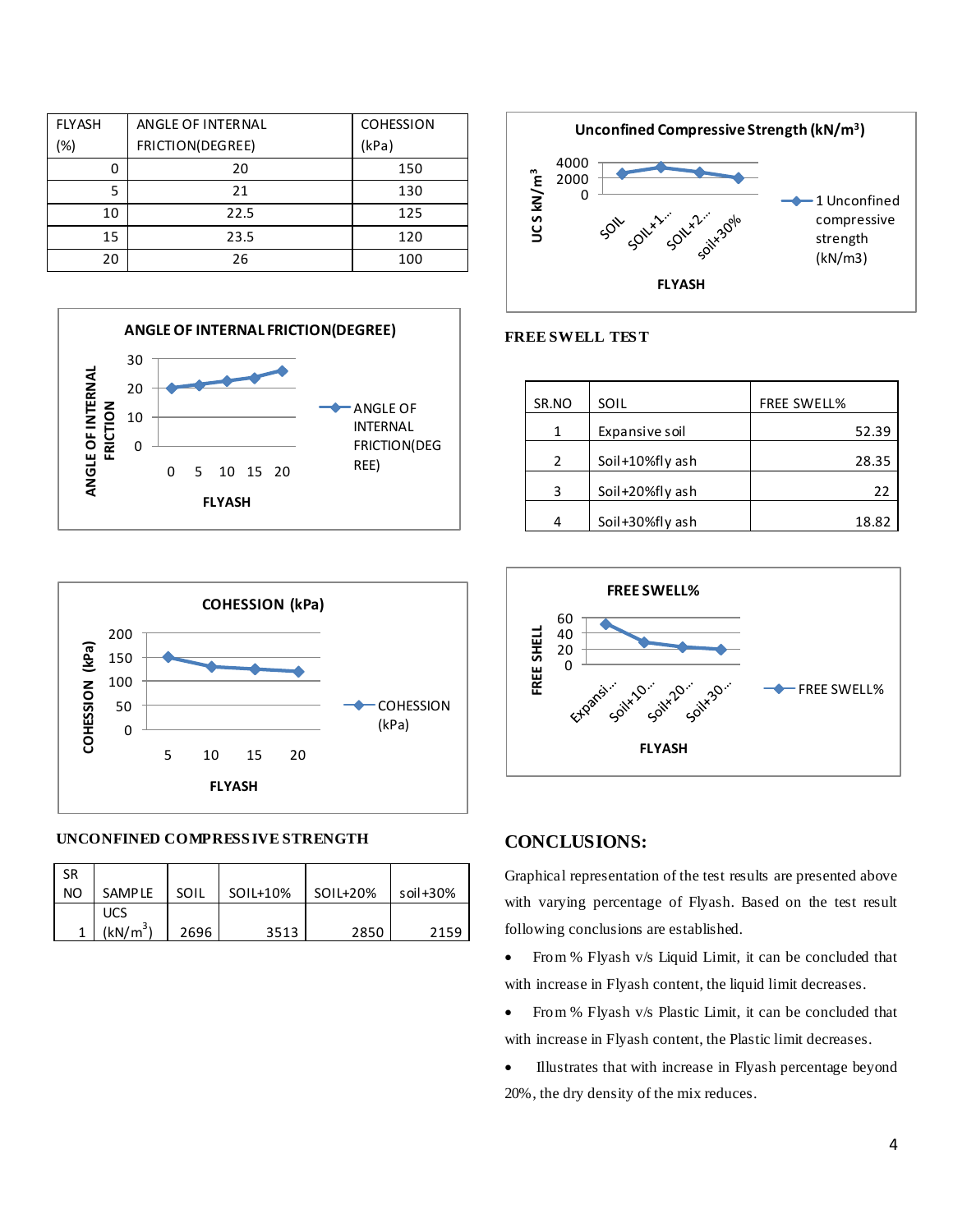| FLYASH (%) | ANGLE OF INTERNAL FRICTION(DEGREE) | COHESSION (kPa) |
|---|---|---|
| 0 | 20 | 150 |
| 5 | 21 | 130 |
| 10 | 22.5 | 125 |
| 15 | 23.5 | 120 |
| 20 | 26 | 100 |

## UNCONFINED COMPRESSIVE STRENGTH

| SR NO | SAMPLE | SOIL | SOIL+10% | SOIL+20% | soil+30% |
|---|---|---|---|---|---|
| 1 | UCS ($kN/m^3$) | 2696 | 3513 | 2850 | 2159 |

## FREE SWELL TEST

| SR.NO | SOIL | FREE SWELL% |
|---|---|---|
| 1 | Expansive soil | 52.39 |
| 2 | Soil+10%fly ash | 28.35 |
| 3 | Soil+20%fly ash | 22 |
| 4 | Soil+30%fly ash | 18.82 |

## CONCLUSIONS:

Graphical representation of the test results are presented above with varying percentage of Flyash. Based on the test result following conclusions are established.

- From % Flyash v/s Liquid Limit, it can be concluded that with increase in Flyash content, the liquid limit decreases.
- From % Flyash v/s Plastic Limit, it can be concluded that with increase in Flyash content, the Plastic limit decreases.
- Illustrates that with increase in Flyash percentage beyond 20%, the dry density of the mix reduces.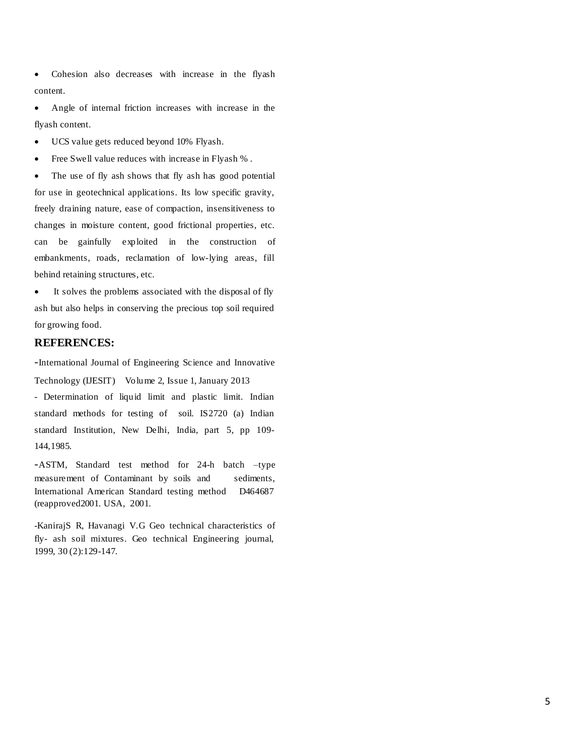- Cohesion also decreases with increase in the flyash content.
- Angle of internal friction increases with increase in the flyash content.
- UCS value gets reduced beyond 10% Flyash.
- Free Swell value reduces with increase in Flyash % .
- The use of fly ash shows that fly ash has good potential for use in geotechnical applications. Its low specific gravity, freely draining nature, ease of compaction, insensitiveness to changes in moisture content, good frictional properties, etc. can be gainfully exploited in the construction of embankments, roads, reclamation of low-lying areas, fill behind retaining structures, etc.
- It solves the problems associated with the disposal of fly ash but also helps in conserving the precious top soil required for growing food.

## REFERENCES:

-International Journal of Engineering Science and Innovative Technology (IJESIT) Volume 2, Issue 1, January 2013

- Determination of liquid limit and plastic limit. Indian standard methods for testing of soil. IS2720 (a) Indian standard Institution, New Delhi, India, part 5, pp 109-144,1985.

-ASTM, Standard test method for 24-h batch –type measurement of Contaminant by soils and sediments, International American Standard testing method D464687 (reapproved2001. USA, 2001.

-KanirajS R, Havanagi V.G Geo technical characteristics of fly- ash soil mixtures. Geo technical Engineering journal, 1999, 30 (2):129-147.